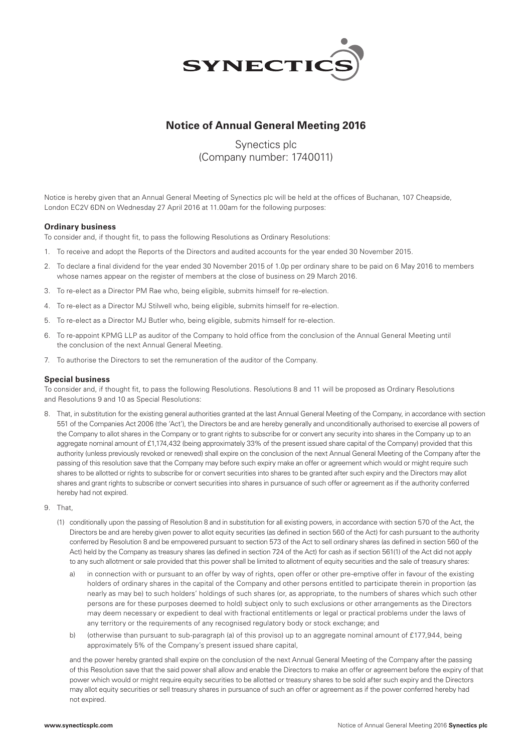SYNECTICS

# Notice of Annual General Meeting 2016

Synectics plc
(Company number: 1740011)

Notice is hereby given that an Annual General Meeting of Synectics plc will be held at the offices of Buchanan, 107 Cheapside, London EC2V 6DN on Wednesday 27 April 2016 at 11.00am for the following purposes:

## Ordinary business

To consider and, if thought fit, to pass the following Resolutions as Ordinary Resolutions:

1. To receive and adopt the Reports of the Directors and audited accounts for the year ended 30 November 2015.
2. To declare a final dividend for the year ended 30 November 2015 of 1.0p per ordinary share to be paid on 6 May 2016 to members whose names appear on the register of members at the close of business on 29 March 2016.
3. To re-elect as a Director PM Rae who, being eligible, submits himself for re-election.
4. To re-elect as a Director MJ Stilwell who, being eligible, submits himself for re-election.
5. To re-elect as a Director MJ Butler who, being eligible, submits himself for re-election.
6. To re-appoint KPMG LLP as auditor of the Company to hold office from the conclusion of the Annual General Meeting until the conclusion of the next Annual General Meeting.
7. To authorise the Directors to set the remuneration of the auditor of the Company.

## Special business

To consider and, if thought fit, to pass the following Resolutions. Resolutions 8 and 11 will be proposed as Ordinary Resolutions and Resolutions 9 and 10 as Special Resolutions:

8. That, in substitution for the existing general authorities granted at the last Annual General Meeting of the Company, in accordance with section 551 of the Companies Act 2006 (the 'Act'), the Directors be and are hereby generally and unconditionally authorised to exercise all powers of the Company to allot shares in the Company or to grant rights to subscribe for or convert any security into shares in the Company up to an aggregate nominal amount of £1,174,432 (being approximately 33% of the present issued share capital of the Company) provided that this authority (unless previously revoked or renewed) shall expire on the conclusion of the next Annual General Meeting of the Company after the passing of this resolution save that the Company may before such expiry make an offer or agreement which would or might require such shares to be allotted or rights to subscribe for or convert securities into shares to be granted after such expiry and the Directors may allot shares and grant rights to subscribe or convert securities into shares in pursuance of such offer or agreement as if the authority conferred hereby had not expired.
9. That,

   (1) conditionally upon the passing of Resolution 8 and in substitution for all existing powers, in accordance with section 570 of the Act, the Directors be and are hereby given power to allot equity securities (as defined in section 560 of the Act) for cash pursuant to the authority conferred by Resolution 8 and be empowered pursuant to section 573 of the Act to sell ordinary shares (as defined in section 560 of the Act) held by the Company as treasury shares (as defined in section 724 of the Act) for cash as if section 561(1) of the Act did not apply to any such allotment or sale provided that this power shall be limited to allotment of equity securities and the sale of treasury shares:

   a) in connection with or pursuant to an offer by way of rights, open offer or other pre-emptive offer in favour of the existing holders of ordinary shares in the capital of the Company and other persons entitled to participate therein in proportion (as nearly as may be) to such holders' holdings of such shares (or, as appropriate, to the numbers of shares which such other persons are for these purposes deemed to hold) subject only to such exclusions or other arrangements as the Directors may deem necessary or expedient to deal with fractional entitlements or legal or practical problems under the laws of any territory or the requirements of any recognised regulatory body or stock exchange; and

   b) (otherwise than pursuant to sub-paragraph (a) of this proviso) up to an aggregate nominal amount of £177,944, being approximately 5% of the Company's present issued share capital,

   and the power hereby granted shall expire on the conclusion of the next Annual General Meeting of the Company after the passing of this Resolution save that the said power shall allow and enable the Directors to make an offer or agreement before the expiry of that power which would or might require equity securities to be allotted or treasury shares to be sold after such expiry and the Directors may allot equity securities or sell treasury shares in pursuance of such an offer or agreement as if the power conferred hereby had not expired.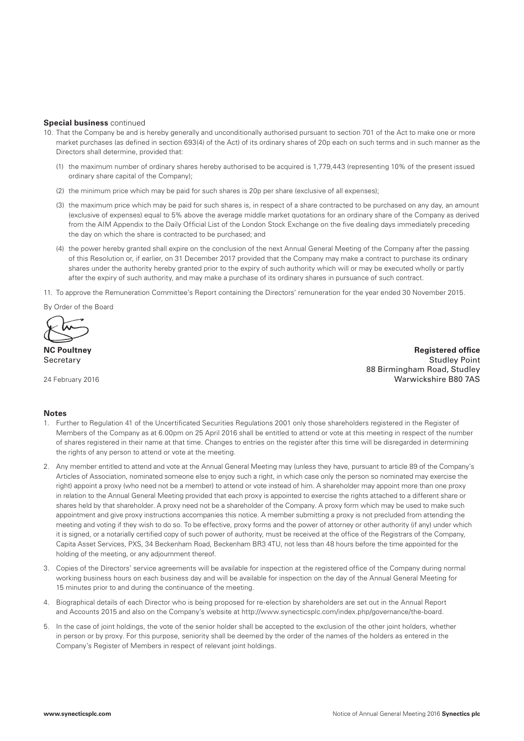**Special business** continued

10. That the Company be and is hereby generally and unconditionally authorised pursuant to section 701 of the Act to make one or more market purchases (as defined in section 693(4) of the Act) of its ordinary shares of 20p each on such terms and in such manner as the Directors shall determine, provided that:

    (1) the maximum number of ordinary shares hereby authorised to be acquired is 1,779,443 (representing 10% of the present issued ordinary share capital of the Company);

    (2) the minimum price which may be paid for such shares is 20p per share (exclusive of all expenses);

    (3) the maximum price which may be paid for such shares is, in respect of a share contracted to be purchased on any day, an amount (exclusive of expenses) equal to 5% above the average middle market quotations for an ordinary share of the Company as derived from the AIM Appendix to the Daily Official List of the London Stock Exchange on the five dealing days immediately preceding the day on which the share is contracted to be purchased; and

    (4) the power hereby granted shall expire on the conclusion of the next Annual General Meeting of the Company after the passing of this Resolution or, if earlier, on 31 December 2017 provided that the Company may make a contract to purchase its ordinary shares under the authority hereby granted prior to the expiry of such authority which will or may be executed wholly or partly after the expiry of such authority, and may make a purchase of its ordinary shares in pursuance of such contract.

11. To approve the Remuneration Committee's Report containing the Directors' remuneration for the year ended 30 November 2015.

By Order of the Board

**NC Poultney**
Secretary

24 February 2016

**Registered office**
Studley Point
88 Birmingham Road, Studley
Warwickshire B80 7AS

**Notes**

1. Further to Regulation 41 of the Uncertificated Securities Regulations 2001 only those shareholders registered in the Register of Members of the Company as at 6.00pm on 25 April 2016 shall be entitled to attend or vote at this meeting in respect of the number of shares registered in their name at that time. Changes to entries on the register after this time will be disregarded in determining the rights of any person to attend or vote at the meeting.

2. Any member entitled to attend and vote at the Annual General Meeting may (unless they have, pursuant to article 89 of the Company's Articles of Association, nominated someone else to enjoy such a right, in which case only the person so nominated may exercise the right) appoint a proxy (who need not be a member) to attend or vote instead of him. A shareholder may appoint more than one proxy in relation to the Annual General Meeting provided that each proxy is appointed to exercise the rights attached to a different share or shares held by that shareholder. A proxy need not be a shareholder of the Company. A proxy form which may be used to make such appointment and give proxy instructions accompanies this notice. A member submitting a proxy is not precluded from attending the meeting and voting if they wish to do so. To be effective, proxy forms and the power of attorney or other authority (if any) under which it is signed, or a notarially certified copy of such power of authority, must be received at the office of the Registrars of the Company, Capita Asset Services, PXS, 34 Beckenham Road, Beckenham BR3 4TU, not less than 48 hours before the time appointed for the holding of the meeting, or any adjournment thereof.

3. Copies of the Directors' service agreements will be available for inspection at the registered office of the Company during normal working business hours on each business day and will be available for inspection on the day of the Annual General Meeting for 15 minutes prior to and during the continuance of the meeting.

4. Biographical details of each Director who is being proposed for re-election by shareholders are set out in the Annual Report and Accounts 2015 and also on the Company's website at http://www.synecticsplc.com/index.php/governance/the-board.

5. In the case of joint holdings, the vote of the senior holder shall be accepted to the exclusion of the other joint holders, whether in person or by proxy. For this purpose, seniority shall be deemed by the order of the names of the holders as entered in the Company's Register of Members in respect of relevant joint holdings.